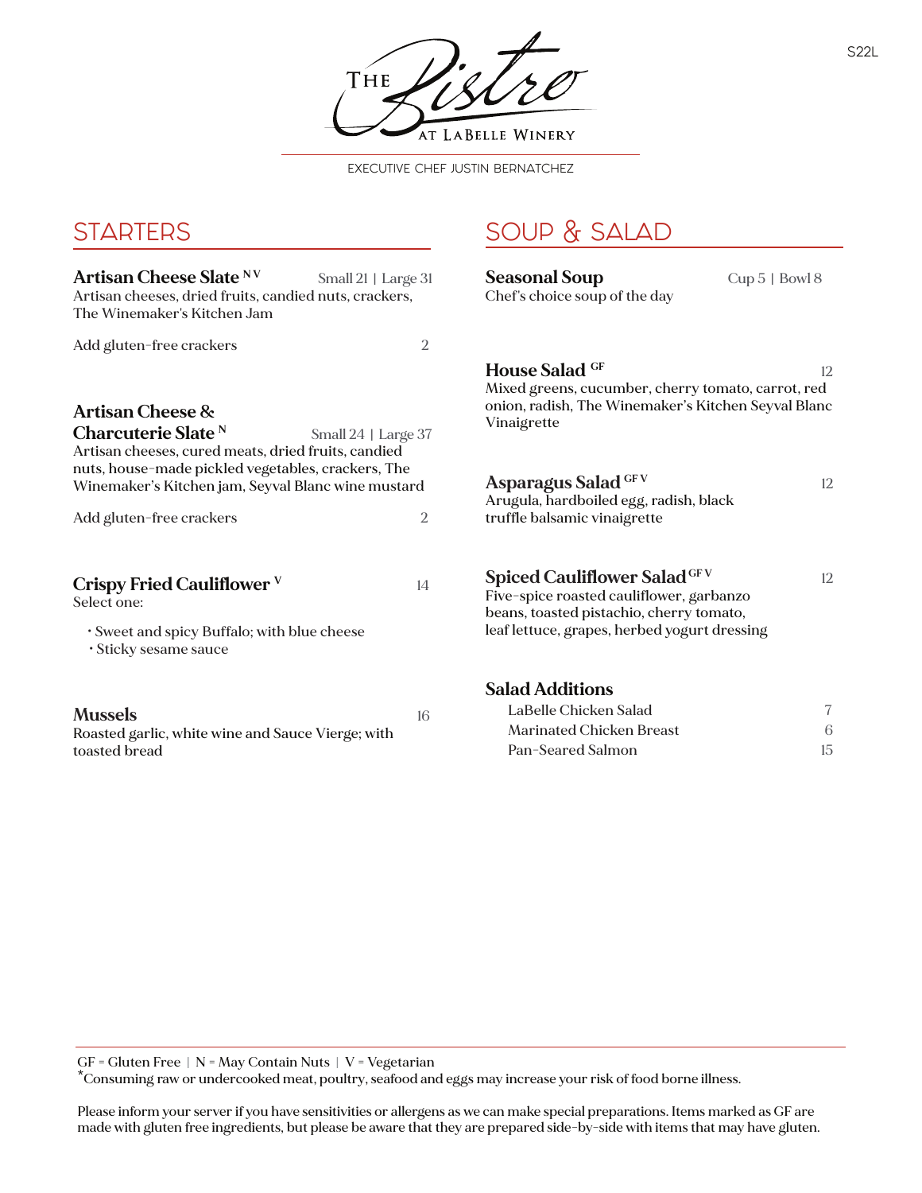# The Bistro at LaBelle Winery

EXECUTIVE CHEF JUSTIN BERNATCHEZ

## STARTERS

**Artisan Cheese Slate** N V — Small 21 | Large 31
Artisan cheeses, dried fruits, candied nuts, crackers, The Winemaker's Kitchen Jam

Add gluten-free crackers — 2

**Artisan Cheese & Charcuterie Slate** N — Small 24 | Large 37
Artisan cheeses, cured meats, dried fruits, candied nuts, house-made pickled vegetables, crackers, The Winemaker's Kitchen jam, Seyval Blanc wine mustard

Add gluten-free crackers — 2

**Crispy Fried Cauliflower** V — 14
Select one:

- Sweet and spicy Buffalo; with blue cheese
- Sticky sesame sauce

**Mussels** — 16
Roasted garlic, white wine and Sauce Vierge; with toasted bread

## SOUP & SALAD

**Seasonal Soup** — Cup 5 | Bowl 8
Chef's choice soup of the day

**House Salad** GF — 12
Mixed greens, cucumber, cherry tomato, carrot, red onion, radish, The Winemaker's Kitchen Seyval Blanc Vinaigrette

**Asparagus Salad** GF V — 12
Arugula, hardboiled egg, radish, black truffle balsamic vinaigrette

**Spiced Cauliflower Salad** GF V — 12
Five-spice roasted cauliflower, garbanzo beans, toasted pistachio, cherry tomato, leaf lettuce, grapes, herbed yogurt dressing

**Salad Additions**

| | |
|---|---|
| LaBelle Chicken Salad | 7 |
| Marinated Chicken Breast | 6 |
| Pan-Seared Salmon | 15 |

GF = Gluten Free | N = May Contain Nuts | V = Vegetarian
*Consuming raw or undercooked meat, poultry, seafood and eggs may increase your risk of food borne illness.

Please inform your server if you have sensitivities or allergens as we can make special preparations. Items marked as GF are made with gluten free ingredients, but please be aware that they are prepared side-by-side with items that may have gluten.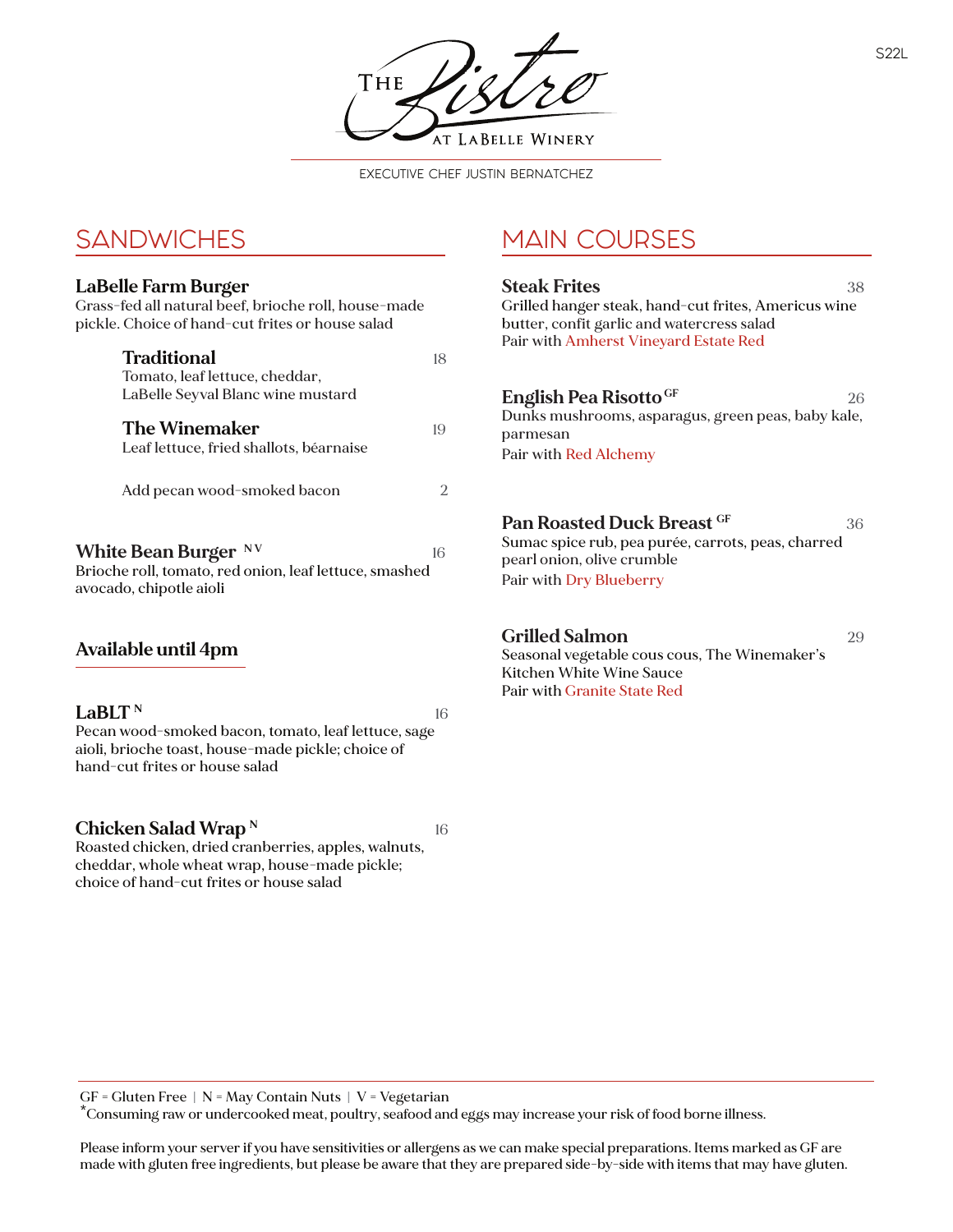# The Bistro at LaBelle Winery

EXECUTIVE CHEF JUSTIN BERNATCHEZ

S22L

## SANDWICHES

**LaBelle Farm Burger**
Grass-fed all natural beef, brioche roll, house-made pickle. Choice of hand-cut frites or house salad

**Traditional** 18
Tomato, leaf lettuce, cheddar, LaBelle Seyval Blanc wine mustard

**The Winemaker** 19
Leaf lettuce, fried shallots, béarnaise

Add pecan wood-smoked bacon 2

**White Bean Burger** N V 16
Brioche roll, tomato, red onion, leaf lettuce, smashed avocado, chipotle aioli

### Available until 4pm

**LaBLT** N 16
Pecan wood-smoked bacon, tomato, leaf lettuce, sage aioli, brioche toast, house-made pickle; choice of hand-cut frites or house salad

**Chicken Salad Wrap** N 16
Roasted chicken, dried cranberries, apples, walnuts, cheddar, whole wheat wrap, house-made pickle; choice of hand-cut frites or house salad

## MAIN COURSES

**Steak Frites** 38
Grilled hanger steak, hand-cut frites, Americus wine butter, confit garlic and watercress salad
Pair with Amherst Vineyard Estate Red

**English Pea Risotto** GF 26
Dunks mushrooms, asparagus, green peas, baby kale, parmesan
Pair with Red Alchemy

**Pan Roasted Duck Breast** GF 36
Sumac spice rub, pea purée, carrots, peas, charred pearl onion, olive crumble
Pair with Dry Blueberry

**Grilled Salmon** 29
Seasonal vegetable cous cous, The Winemaker's Kitchen White Wine Sauce
Pair with Granite State Red

GF = Gluten Free | N = May Contain Nuts | V = Vegetarian
*Consuming raw or undercooked meat, poultry, seafood and eggs may increase your risk of food borne illness.

Please inform your server if you have sensitivities or allergens as we can make special preparations. Items marked as GF are made with gluten free ingredients, but please be aware that they are prepared side-by-side with items that may have gluten.